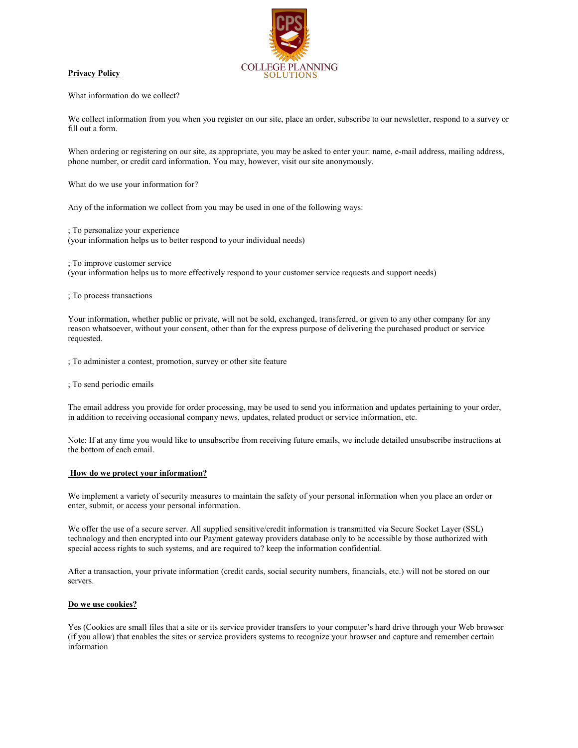COLLEGE PLANNING SOLUTIONS

**Privacy Policy**

What information do we collect?

We collect information from you when you register on our site, place an order, subscribe to our newsletter, respond to a survey or fill out a form.

When ordering or registering on our site, as appropriate, you may be asked to enter your: name, e-mail address, mailing address, phone number, or credit card information. You may, however, visit our site anonymously.

What do we use your information for?

Any of the information we collect from you may be used in one of the following ways:

; To personalize your experience
(your information helps us to better respond to your individual needs)

; To improve customer service
(your information helps us to more effectively respond to your customer service requests and support needs)

; To process transactions

Your information, whether public or private, will not be sold, exchanged, transferred, or given to any other company for any reason whatsoever, without your consent, other than for the express purpose of delivering the purchased product or service requested.

; To administer a contest, promotion, survey or other site feature

; To send periodic emails

The email address you provide for order processing, may be used to send you information and updates pertaining to your order, in addition to receiving occasional company news, updates, related product or service information, etc.

Note: If at any time you would like to unsubscribe from receiving future emails, we include detailed unsubscribe instructions at the bottom of each email.

**How do we protect your information?**

We implement a variety of security measures to maintain the safety of your personal information when you place an order or enter, submit, or access your personal information.

We offer the use of a secure server. All supplied sensitive/credit information is transmitted via Secure Socket Layer (SSL) technology and then encrypted into our Payment gateway providers database only to be accessible by those authorized with special access rights to such systems, and are required to? keep the information confidential.

After a transaction, your private information (credit cards, social security numbers, financials, etc.) will not be stored on our servers.

**Do we use cookies?**

Yes (Cookies are small files that a site or its service provider transfers to your computer's hard drive through your Web browser (if you allow) that enables the sites or service providers systems to recognize your browser and capture and remember certain information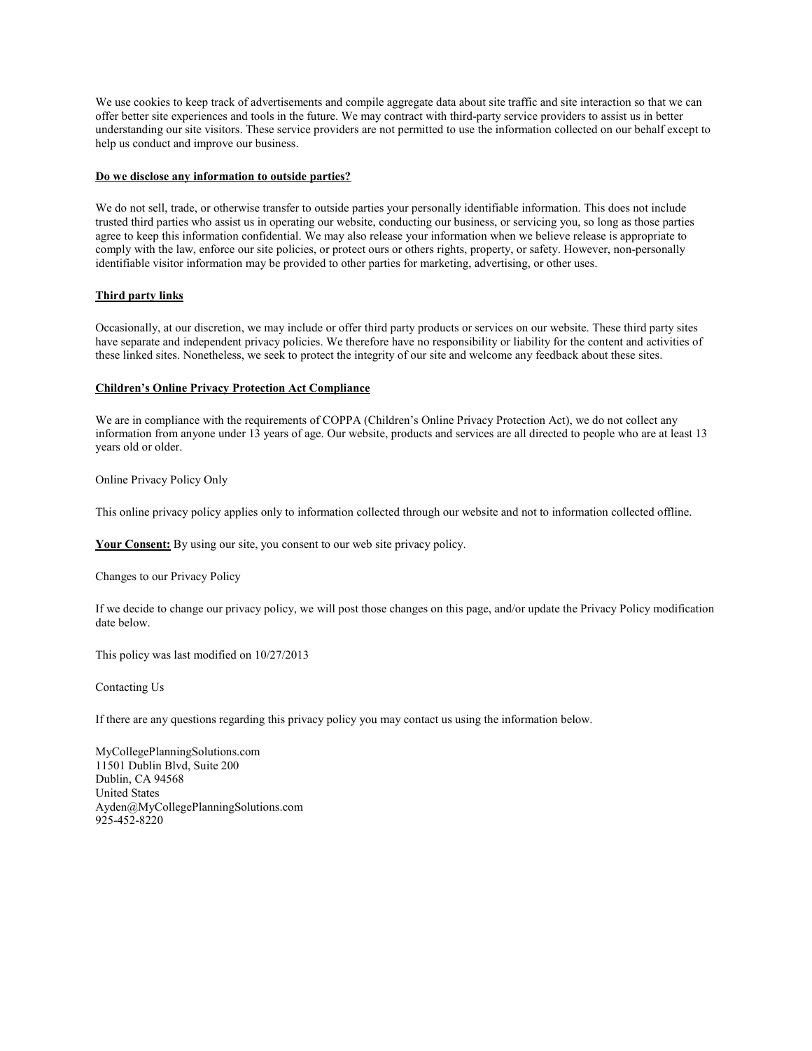We use cookies to keep track of advertisements and compile aggregate data about site traffic and site interaction so that we can offer better site experiences and tools in the future. We may contract with third-party service providers to assist us in better understanding our site visitors. These service providers are not permitted to use the information collected on our behalf except to help us conduct and improve our business.

**Do we disclose any information to outside parties?**

We do not sell, trade, or otherwise transfer to outside parties your personally identifiable information. This does not include trusted third parties who assist us in operating our website, conducting our business, or servicing you, so long as those parties agree to keep this information confidential. We may also release your information when we believe release is appropriate to comply with the law, enforce our site policies, or protect ours or others rights, property, or safety. However, non-personally identifiable visitor information may be provided to other parties for marketing, advertising, or other uses.

**Third party links**

Occasionally, at our discretion, we may include or offer third party products or services on our website. These third party sites have separate and independent privacy policies. We therefore have no responsibility or liability for the content and activities of these linked sites. Nonetheless, we seek to protect the integrity of our site and welcome any feedback about these sites.

**Children's Online Privacy Protection Act Compliance**

We are in compliance with the requirements of COPPA (Children's Online Privacy Protection Act), we do not collect any information from anyone under 13 years of age. Our website, products and services are all directed to people who are at least 13 years old or older.

Online Privacy Policy Only

This online privacy policy applies only to information collected through our website and not to information collected offline.

**Your Consent:** By using our site, you consent to our web site privacy policy.

Changes to our Privacy Policy

If we decide to change our privacy policy, we will post those changes on this page, and/or update the Privacy Policy modification date below.

This policy was last modified on 10/27/2013

Contacting Us

If there are any questions regarding this privacy policy you may contact us using the information below.

MyCollegePlanningSolutions.com
11501 Dublin Blvd, Suite 200
Dublin, CA 94568
United States
Ayden@MyCollegePlanningSolutions.com
925-452-8220